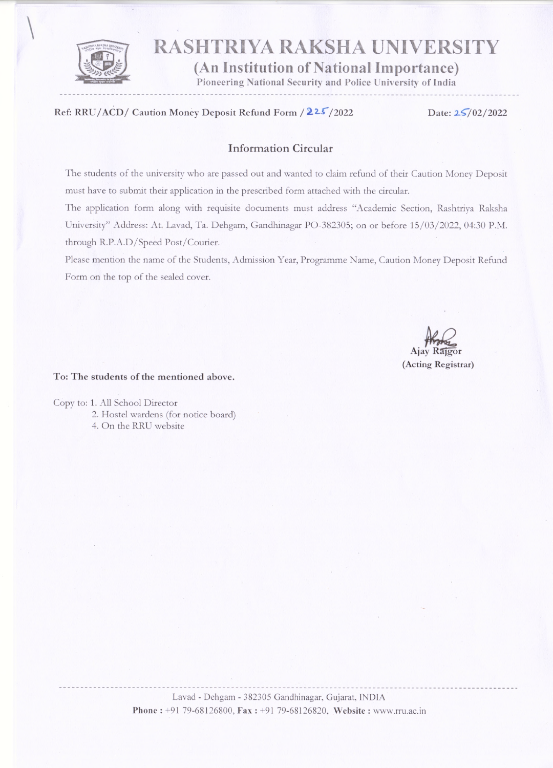# RASHTRIYA RAKSHA UNIVERSITY

## (An Institution of National Importance)

Pioneering National Security and Police University of India

Ref: RRU/ACD/ Caution Money Deposit Refund Form / 225/2022 Date: 25/02/2022

### Information Circular

The students of the university who are passed out and wanted to claim refund of their Caution Money Deposit must have to submit their application in the prescribed form attached with the circular.

The application form along with requisite documents must address "Academic Section, Rashtriya Raksha University" Address: At. Lavad, Ta. Dehgam, Gandhinagar PO-382305; on or before 15/03/2022, 04:30 P.M. through R.P.A.D/Speed Post/Courier.

Please mention the name of the Students, Admission Year, Programme Name, Caution Money Deposit Refund Form on the top of the sealed cover.

Ajay Rajgor
**(Acting Registrar)**

**To: The students of the mentioned above.**

Copy to: 1. All School Director
2. Hostel wardens (for notice board)
4. On the RRU website

Lavad - Dehgam - 382305 Gandhinagar, Gujarat, INDIA
**Phone :** +91 79-68126800, **Fax :** +91 79-68126820, **Website :** www.rru.ac.in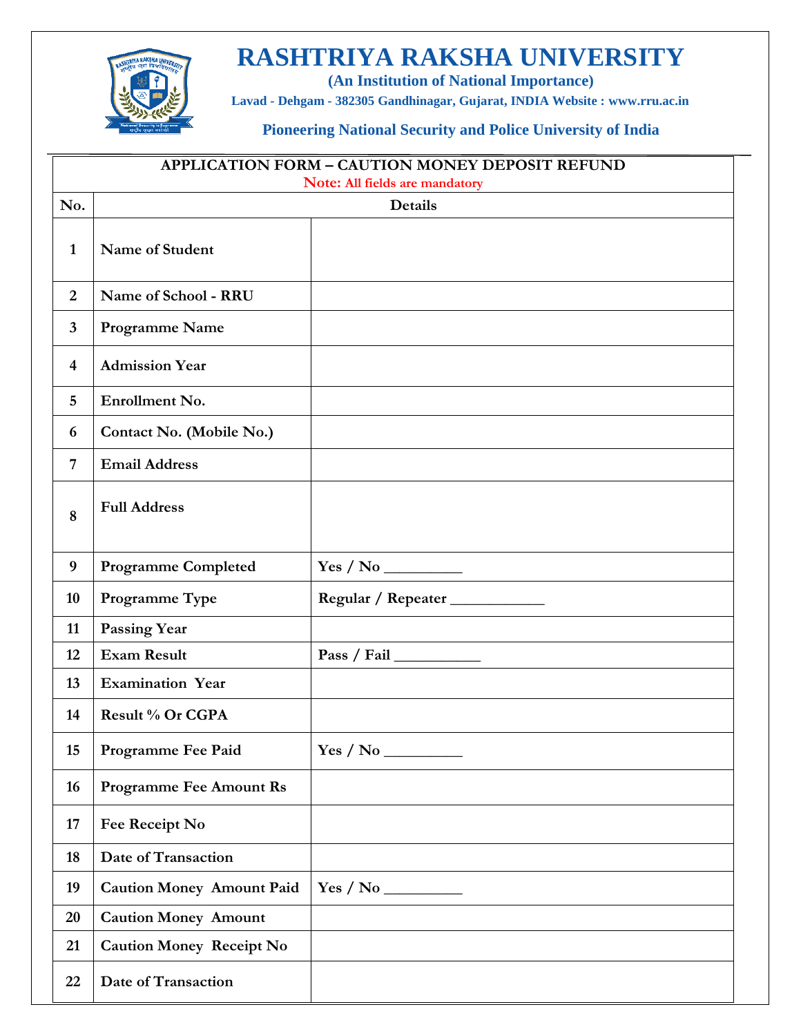# RASHTRIYA RAKSHA UNIVERSITY

**(An Institution of National Importance)**

**Lavad - Dehgam - 382305 Gandhinagar, Gujarat, INDIA Website : www.rru.ac.in**

**Pioneering National Security and Police University of India**

## APPLICATION FORM – CAUTION MONEY DEPOSIT REFUND

**Note:** All fields are mandatory

| No. | Details | |
|---|---|---|
| 1 | Name of Student | |
| 2 | Name of School - RRU | |
| 3 | Programme Name | |
| 4 | Admission Year | |
| 5 | Enrollment No. | |
| 6 | Contact No. (Mobile No.) | |
| 7 | Email Address | |
| 8 | Full Address | |
| 9 | Programme Completed | Yes / No __________ |
| 10 | Programme Type | Regular / Repeater ____________ |
| 11 | Passing Year | |
| 12 | Exam Result | Pass / Fail ___________ |
| 13 | Examination Year | |
| 14 | Result % Or CGPA | |
| 15 | Programme Fee Paid | Yes / No __________ |
| 16 | Programme Fee Amount Rs | |
| 17 | Fee Receipt No | |
| 18 | Date of Transaction | |
| 19 | Caution Money Amount Paid | Yes / No __________ |
| 20 | Caution Money Amount | |
| 21 | Caution Money Receipt No | |
| 22 | Date of Transaction | |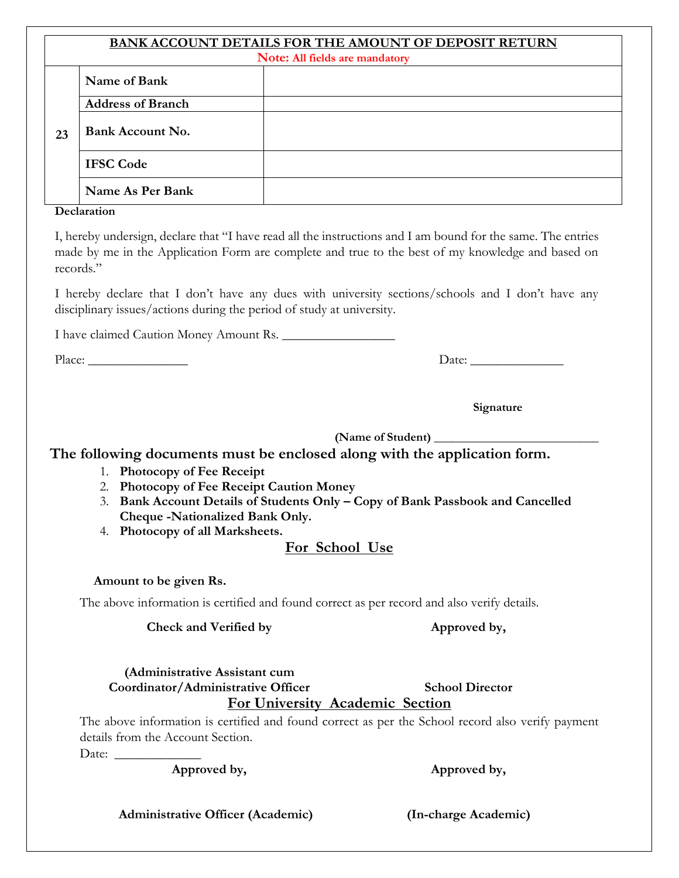| BANK ACCOUNT DETAILS FOR THE AMOUNT OF DEPOSIT RETURN<br>**Note: All fields are mandatory** | | |
|---|---|---|
| 23 | **Name of Bank** | |
| | **Address of Branch** | |
| | **Bank Account No.** | |
| | **IFSC Code** | |
| | **Name As Per Bank** | |

**Declaration**

I, hereby undersign, declare that "I have read all the instructions and I am bound for the same. The entries made by me in the Application Form are complete and true to the best of my knowledge and based on records."

I hereby declare that I don't have any dues with university sections/schools and I don't have any disciplinary issues/actions during the period of study at university.

I have claimed Caution Money Amount Rs. _________________

Place: _______________ Date: ______________

**Signature**

**(Name of Student)** __________________________

## The following documents must be enclosed along with the application form.

1. **Photocopy of Fee Receipt**
2. **Photocopy of Fee Receipt Caution Money**
3. **Bank Account Details of Students Only – Copy of Bank Passbook and Cancelled Cheque -Nationalized Bank Only.**
4. **Photocopy of all Marksheets.**

## For School Use

**Amount to be given Rs.**

The above information is certified and found correct as per record and also verify details.

**Check and Verified by** **Approved by,**

**(Administrative Assistant cum Coordinator/Administrative Officer** **School Director**

## For University Academic Section

The above information is certified and found correct as per the School record also verify payment details from the Account Section.

Date: _____________

**Approved by,** **Approved by,**

**Administrative Officer (Academic)** **(In-charge Academic)**